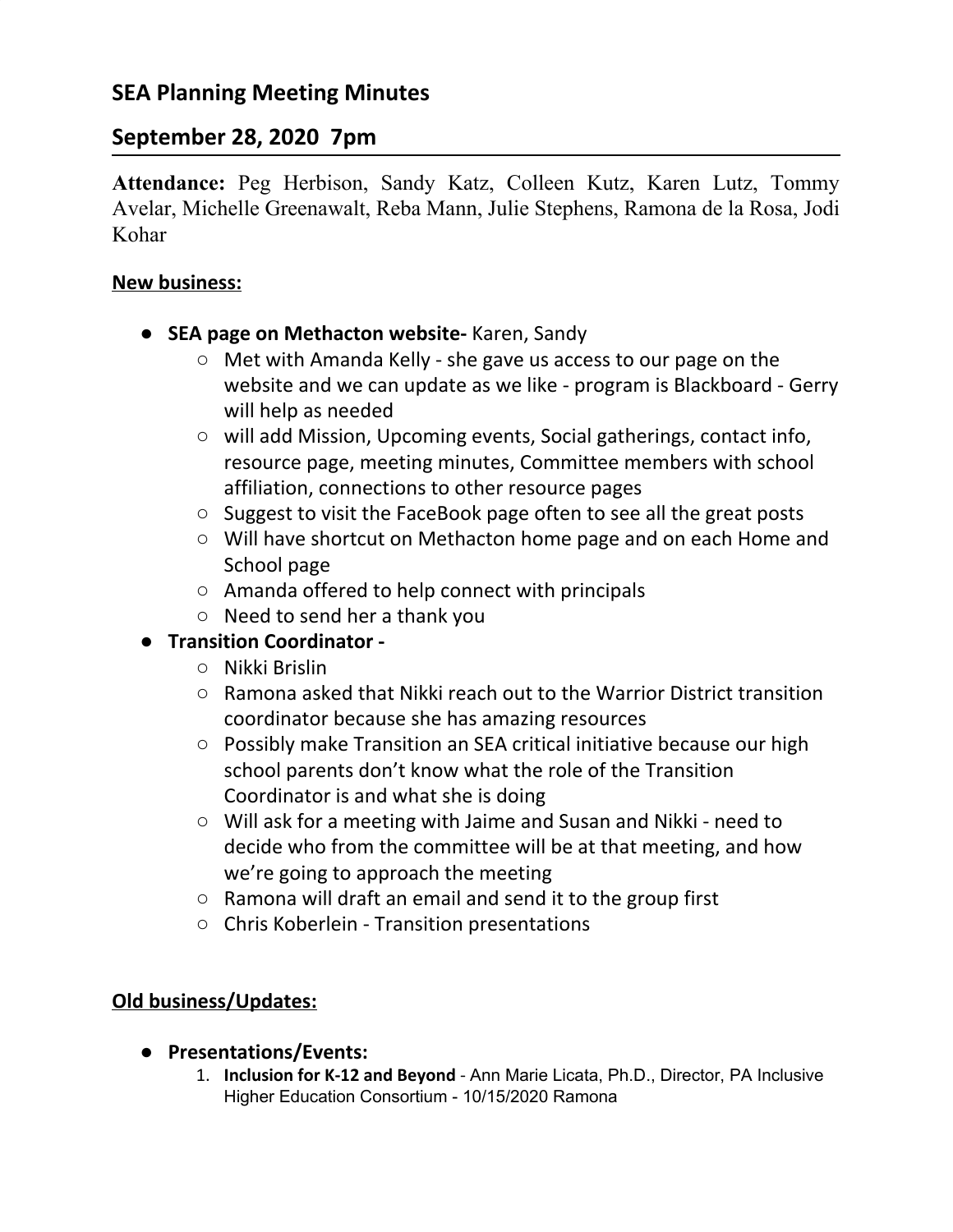# SEA Planning Meeting Minutes

## September 28, 2020 7pm

**Attendance:** Peg Herbison, Sandy Katz, Colleen Kutz, Karen Lutz, Tommy Avelar, Michelle Greenawalt, Reba Mann, Julie Stephens, Ramona de la Rosa, Jodi Kohar

**New business:**

- **SEA page on Methacton website-** Karen, Sandy
  - Met with Amanda Kelly - she gave us access to our page on the website and we can update as we like - program is Blackboard - Gerry will help as needed
  - will add Mission, Upcoming events, Social gatherings, contact info, resource page, meeting minutes, Committee members with school affiliation, connections to other resource pages
  - Suggest to visit the FaceBook page often to see all the great posts
  - Will have shortcut on Methacton home page and on each Home and School page
  - Amanda offered to help connect with principals
  - Need to send her a thank you
- **Transition Coordinator -**
  - Nikki Brislin
  - Ramona asked that Nikki reach out to the Warrior District transition coordinator because she has amazing resources
  - Possibly make Transition an SEA critical initiative because our high school parents don't know what the role of the Transition Coordinator is and what she is doing
  - Will ask for a meeting with Jaime and Susan and Nikki - need to decide who from the committee will be at that meeting, and how we're going to approach the meeting
  - Ramona will draft an email and send it to the group first
  - Chris Koberlein - Transition presentations

**Old business/Updates:**

- **Presentations/Events:**
  1. **Inclusion for K-12 and Beyond** - Ann Marie Licata, Ph.D., Director, PA Inclusive Higher Education Consortium - 10/15/2020 Ramona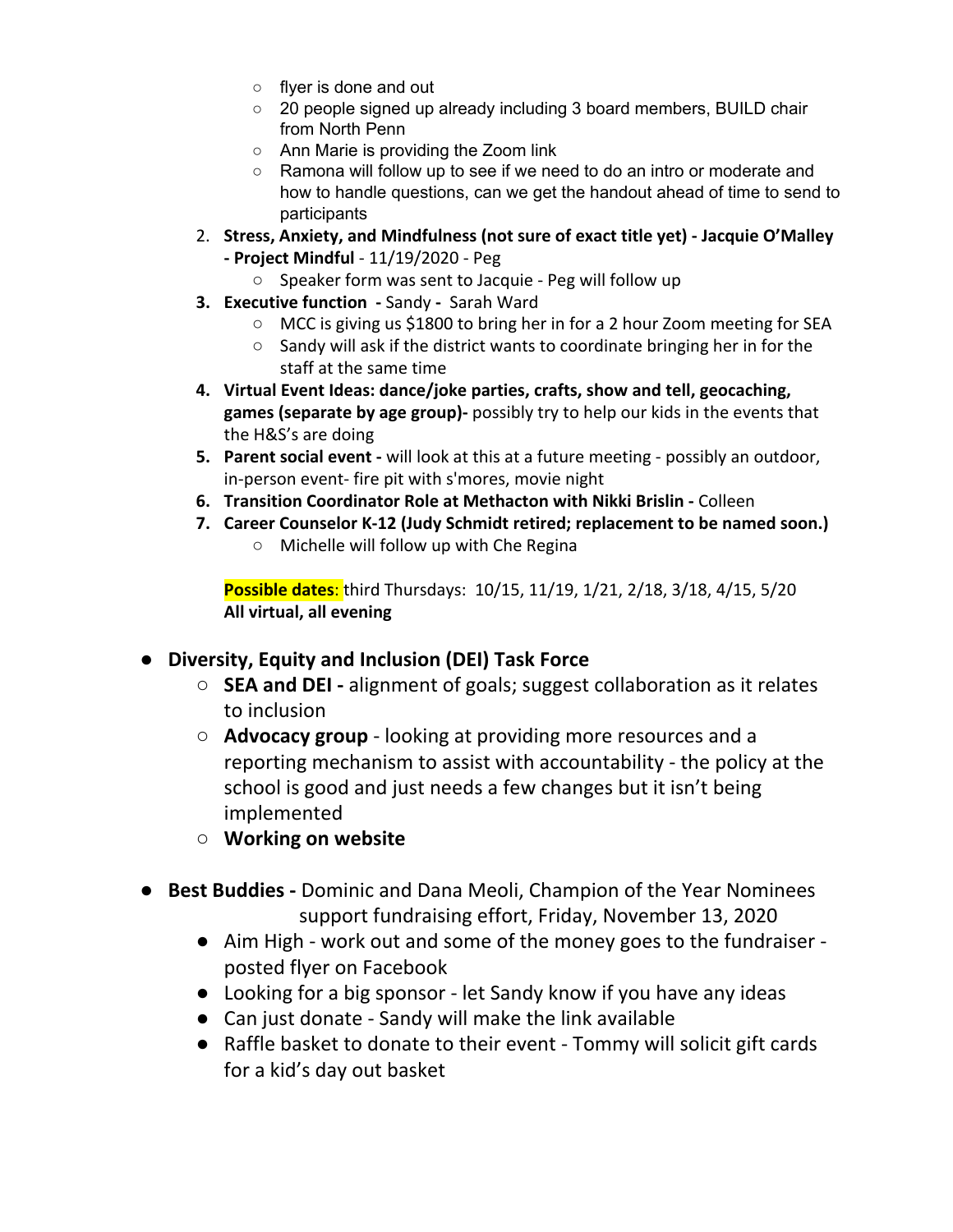- flyer is done and out
    - 20 people signed up already including 3 board members, BUILD chair from North Penn
    - Ann Marie is providing the Zoom link
    - Ramona will follow up to see if we need to do an intro or moderate and how to handle questions, can we get the handout ahead of time to send to participants

2. **Stress, Anxiety, and Mindfulness (not sure of exact title yet) - Jacquie O'Malley - Project Mindful** - 11/19/2020 - Peg
    - Speaker form was sent to Jacquie - Peg will follow up
3. **Executive function -** Sandy **-** Sarah Ward
    - MCC is giving us $1800 to bring her in for a 2 hour Zoom meeting for SEA
    - Sandy will ask if the district wants to coordinate bringing her in for the staff at the same time
4. **Virtual Event Ideas: dance/joke parties, crafts, show and tell, geocaching, games (separate by age group)-** possibly try to help our kids in the events that the H&S's are doing
5. **Parent social event -** will look at this at a future meeting - possibly an outdoor, in-person event- fire pit with s'mores, movie night
6. **Transition Coordinator Role at Methacton with Nikki Brislin -** Colleen
7. **Career Counselor K-12 (Judy Schmidt retired; replacement to be named soon.)**
    - Michelle will follow up with Che Regina

**Possible dates**: third Thursdays: 10/15, 11/19, 1/21, 2/18, 3/18, 4/15, 5/20
**All virtual, all evening**

- **Diversity, Equity and Inclusion (DEI) Task Force**
    - **SEA and DEI -** alignment of goals; suggest collaboration as it relates to inclusion
    - **Advocacy group** - looking at providing more resources and a reporting mechanism to assist with accountability - the policy at the school is good and just needs a few changes but it isn't being implemented
    - **Working on website**

- **Best Buddies -** Dominic and Dana Meoli, Champion of the Year Nominees support fundraising effort, Friday, November 13, 2020
    - Aim High - work out and some of the money goes to the fundraiser - posted flyer on Facebook
    - Looking for a big sponsor - let Sandy know if you have any ideas
    - Can just donate - Sandy will make the link available
    - Raffle basket to donate to their event - Tommy will solicit gift cards for a kid's day out basket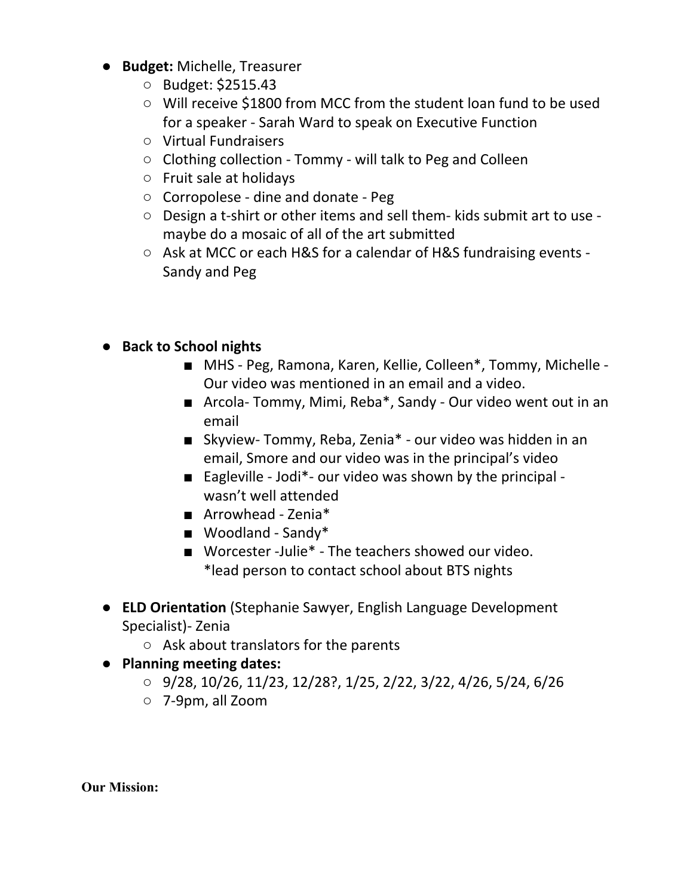- **Budget:** Michelle, Treasurer
  - Budget: $2515.43
  - Will receive $1800 from MCC from the student loan fund to be used for a speaker - Sarah Ward to speak on Executive Function
  - Virtual Fundraisers
  - Clothing collection - Tommy - will talk to Peg and Colleen
  - Fruit sale at holidays
  - Corropolese - dine and donate - Peg
  - Design a t-shirt or other items and sell them- kids submit art to use - maybe do a mosaic of all of the art submitted
  - Ask at MCC or each H&S for a calendar of H&S fundraising events - Sandy and Peg

- **Back to School nights**
  - MHS - Peg, Ramona, Karen, Kellie, Colleen*, Tommy, Michelle - Our video was mentioned in an email and a video.
  - Arcola- Tommy, Mimi, Reba*, Sandy - Our video went out in an email
  - Skyview- Tommy, Reba, Zenia* - our video was hidden in an email, Smore and our video was in the principal's video
  - Eagleville - Jodi*- our video was shown by the principal - wasn't well attended
  - Arrowhead - Zenia*
  - Woodland - Sandy*
  - Worcester -Julie* - The teachers showed our video.
    *lead person to contact school about BTS nights

- **ELD Orientation** (Stephanie Sawyer, English Language Development Specialist)- Zenia
  - Ask about translators for the parents
- **Planning meeting dates:**
  - 9/28, 10/26, 11/23, 12/28?, 1/25, 2/22, 3/22, 4/26, 5/24, 6/26
  - 7-9pm, all Zoom

**Our Mission:**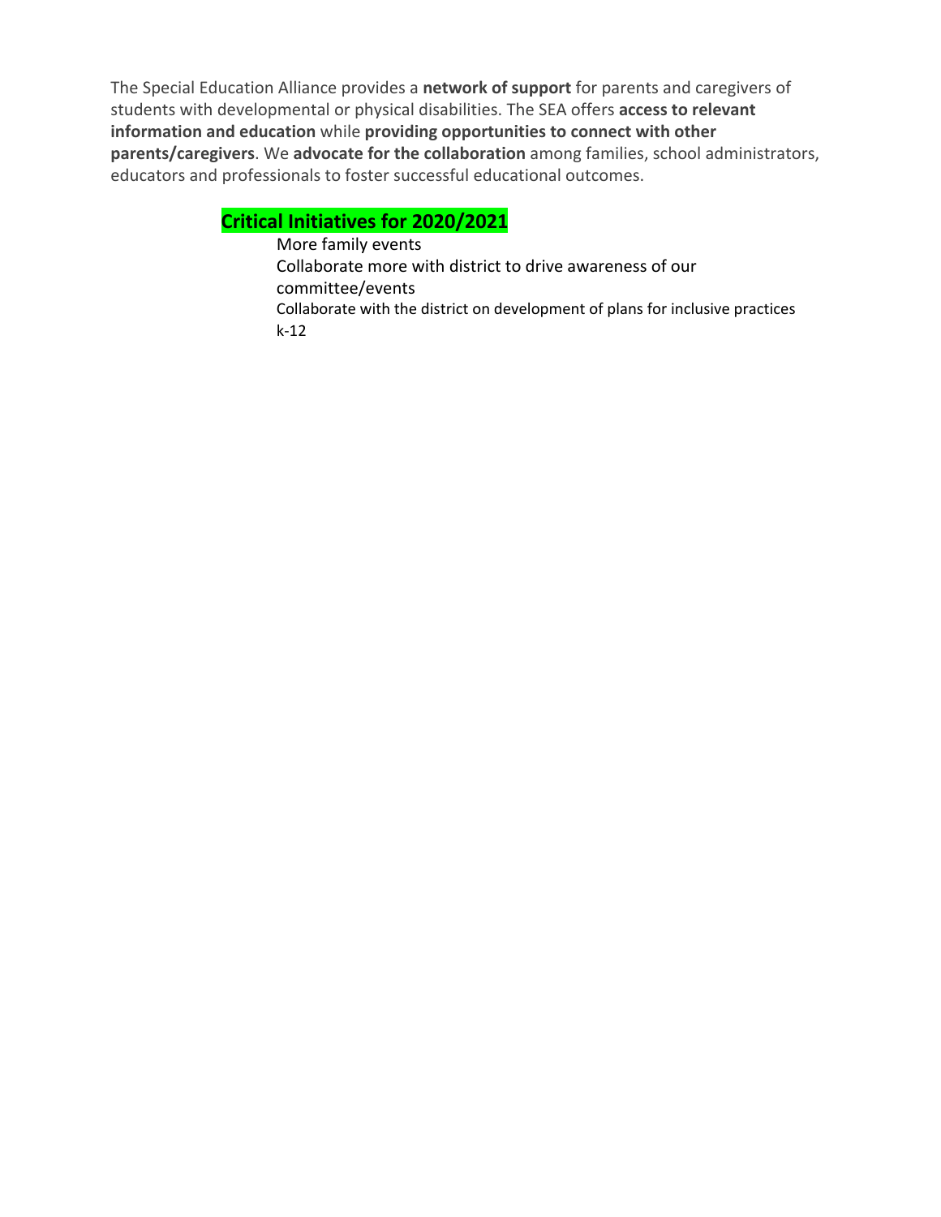The Special Education Alliance provides a **network of support** for parents and caregivers of students with developmental or physical disabilities. The SEA offers **access to relevant information and education** while **providing opportunities to connect with other parents/caregivers**. We **advocate for the collaboration** among families, school administrators, educators and professionals to foster successful educational outcomes.

## Critical Initiatives for 2020/2021

- More family events
- Collaborate more with district to drive awareness of our committee/events
- Collaborate with the district on development of plans for inclusive practices k-12